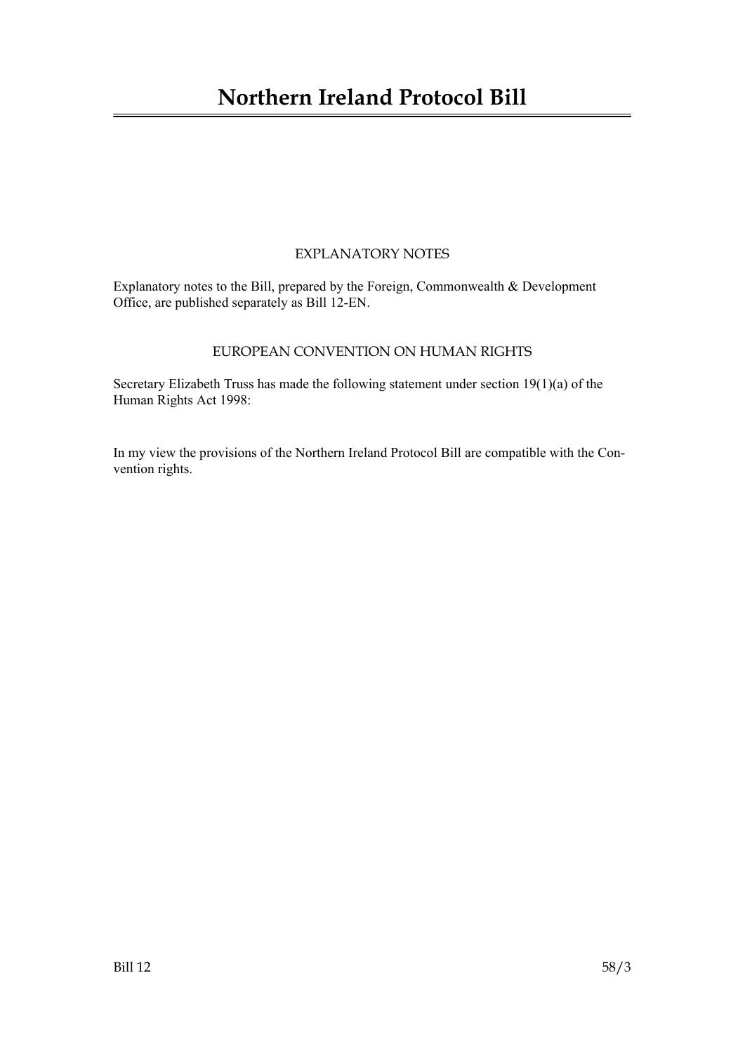# Northern Ireland Protocol Bill

EXPLANATORY NOTES

Explanatory notes to the Bill, prepared by the Foreign, Commonwealth & Development Office, are published separately as Bill 12-EN.

EUROPEAN CONVENTION ON HUMAN RIGHTS

Secretary Elizabeth Truss has made the following statement under section 19(1)(a) of the Human Rights Act 1998:

In my view the provisions of the Northern Ireland Protocol Bill are compatible with the Convention rights.

Bill 12 58/3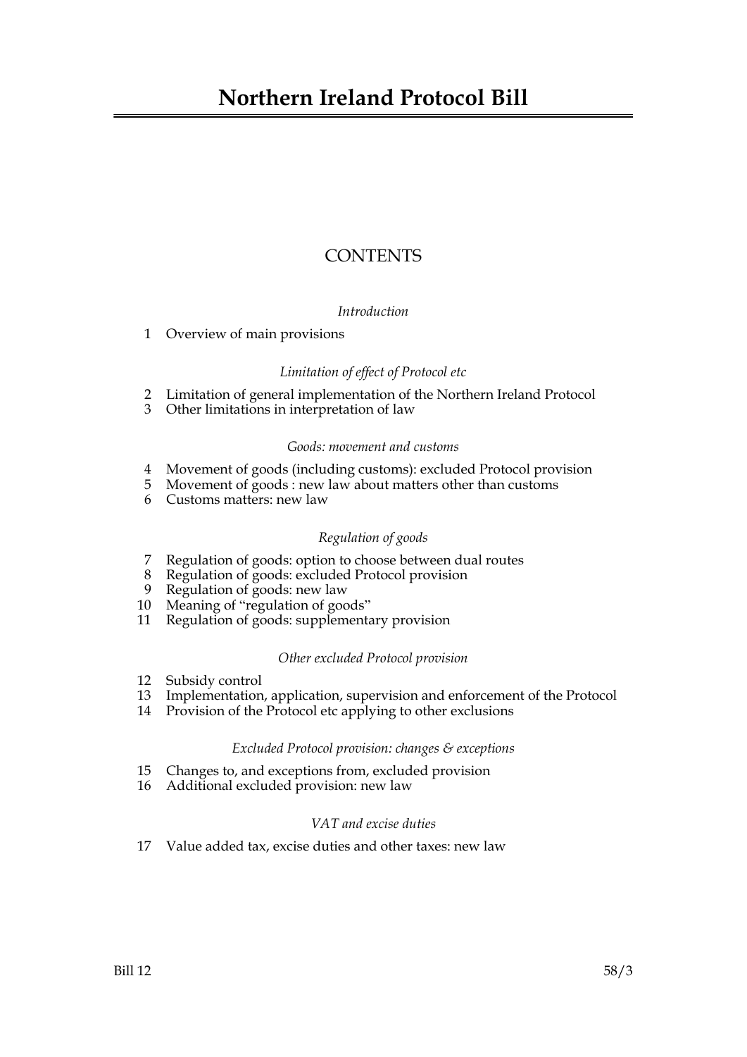# Northern Ireland Protocol Bill

## CONTENTS

*Introduction*

1 Overview of main provisions

*Limitation of effect of Protocol etc*

2 Limitation of general implementation of the Northern Ireland Protocol
3 Other limitations in interpretation of law

*Goods: movement and customs*

4 Movement of goods (including customs): excluded Protocol provision
5 Movement of goods : new law about matters other than customs
6 Customs matters: new law

*Regulation of goods*

7 Regulation of goods: option to choose between dual routes
8 Regulation of goods: excluded Protocol provision
9 Regulation of goods: new law
10 Meaning of "regulation of goods"
11 Regulation of goods: supplementary provision

*Other excluded Protocol provision*

12 Subsidy control
13 Implementation, application, supervision and enforcement of the Protocol
14 Provision of the Protocol etc applying to other exclusions

*Excluded Protocol provision: changes & exceptions*

15 Changes to, and exceptions from, excluded provision
16 Additional excluded provision: new law

*VAT and excise duties*

17 Value added tax, excise duties and other taxes: new law

Bill 12 58/3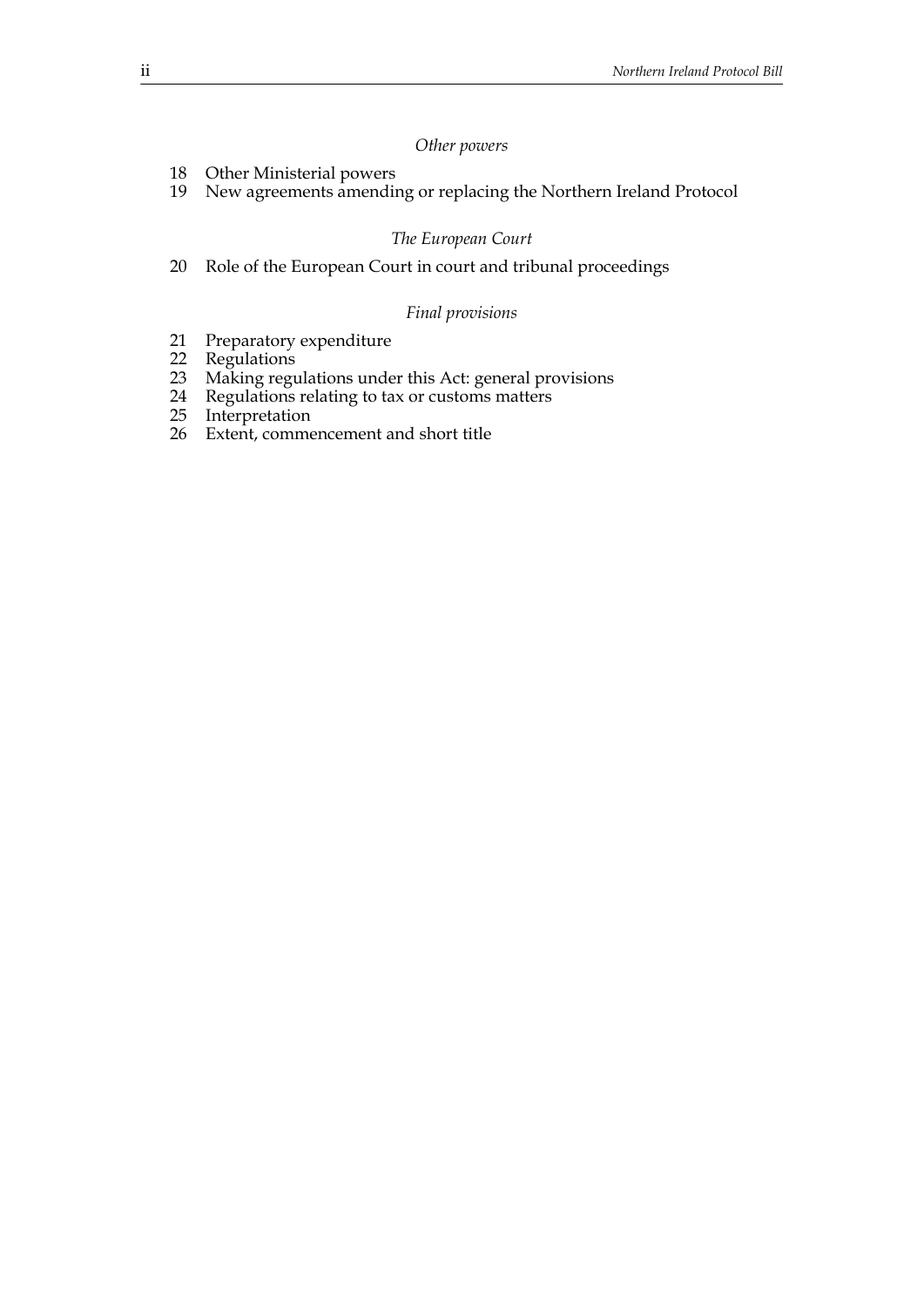*Other powers*

18 Other Ministerial powers
19 New agreements amending or replacing the Northern Ireland Protocol

*The European Court*

20 Role of the European Court in court and tribunal proceedings

*Final provisions*

21 Preparatory expenditure
22 Regulations
23 Making regulations under this Act: general provisions
24 Regulations relating to tax or customs matters
25 Interpretation
26 Extent, commencement and short title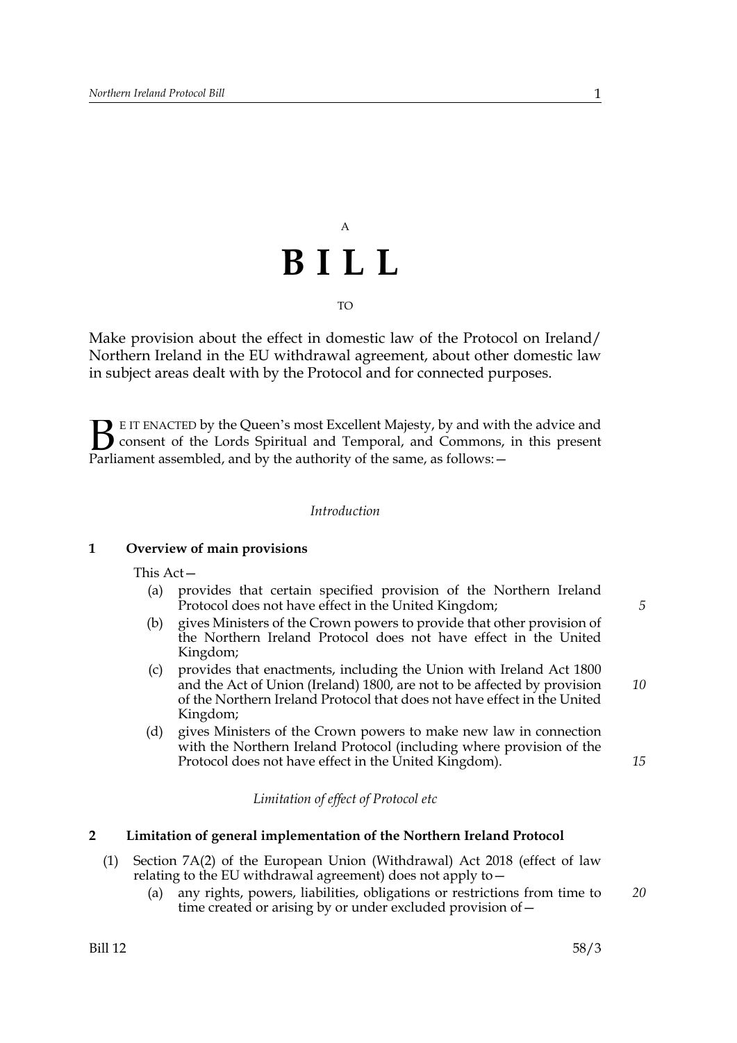A

# B I L L

TO

Make provision about the effect in domestic law of the Protocol on Ireland/ Northern Ireland in the EU withdrawal agreement, about other domestic law in subject areas dealt with by the Protocol and for connected purposes.

BE IT ENACTED by the Queen's most Excellent Majesty, by and with the advice and consent of the Lords Spiritual and Temporal, and Commons, in this present Parliament assembled, and by the authority of the same, as follows:—

*Introduction*

### 1 Overview of main provisions

This Act—

(a) provides that certain specified provision of the Northern Ireland Protocol does not have effect in the United Kingdom;

(b) gives Ministers of the Crown powers to provide that other provision of the Northern Ireland Protocol does not have effect in the United Kingdom;

(c) provides that enactments, including the Union with Ireland Act 1800 and the Act of Union (Ireland) 1800, are not to be affected by provision of the Northern Ireland Protocol that does not have effect in the United Kingdom;

(d) gives Ministers of the Crown powers to make new law in connection with the Northern Ireland Protocol (including where provision of the Protocol does not have effect in the United Kingdom).

*Limitation of effect of Protocol etc*

### 2 Limitation of general implementation of the Northern Ireland Protocol

(1) Section 7A(2) of the European Union (Withdrawal) Act 2018 (effect of law relating to the EU withdrawal agreement) does not apply to—

(a) any rights, powers, liabilities, obligations or restrictions from time to time created or arising by or under excluded provision of—

Bill 12 58/3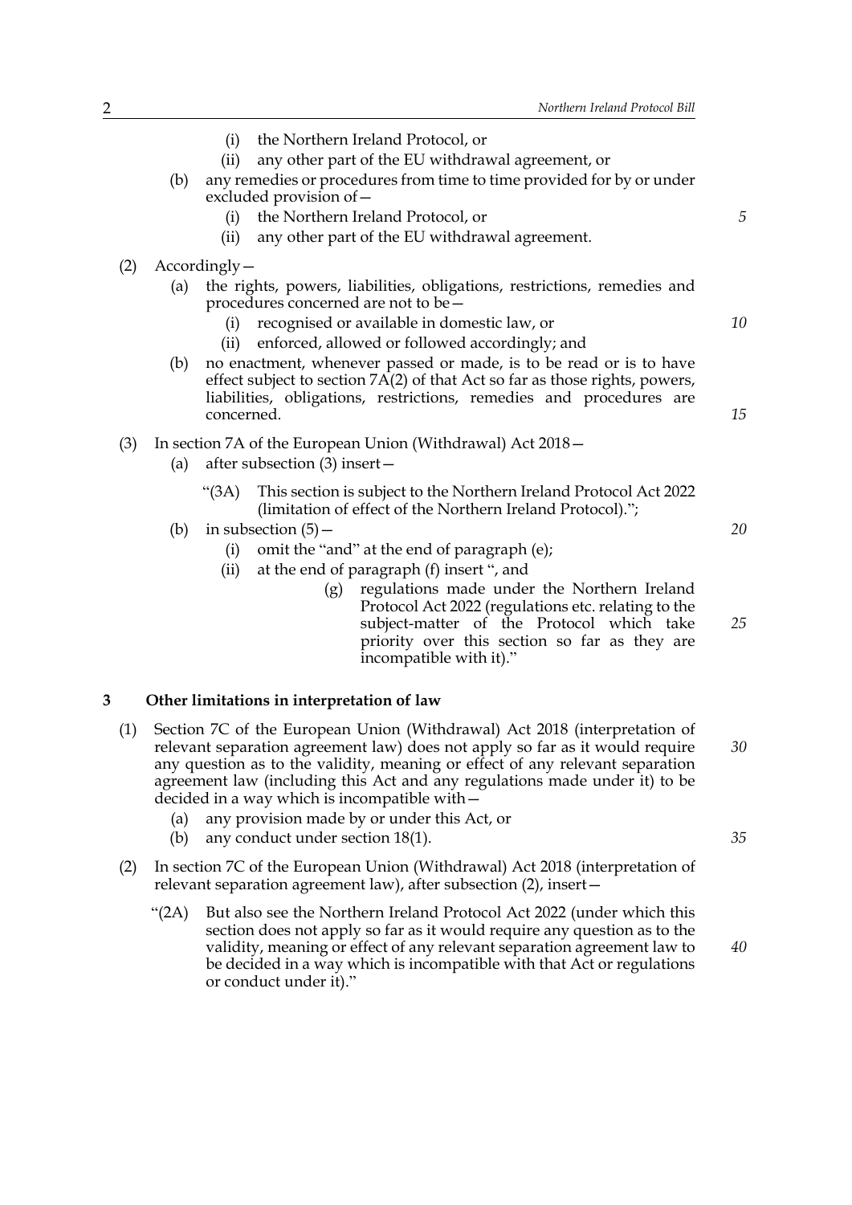(i) the Northern Ireland Protocol, or

(ii) any other part of the EU withdrawal agreement, or

(b) any remedies or procedures from time to time provided for by or under excluded provision of—

(i) the Northern Ireland Protocol, or

(ii) any other part of the EU withdrawal agreement.

(2) Accordingly—

(a) the rights, powers, liabilities, obligations, restrictions, remedies and procedures concerned are not to be—

(i) recognised or available in domestic law, or

(ii) enforced, allowed or followed accordingly; and

(b) no enactment, whenever passed or made, is to be read or is to have effect subject to section 7A(2) of that Act so far as those rights, powers, liabilities, obligations, restrictions, remedies and procedures are concerned.

(3) In section 7A of the European Union (Withdrawal) Act 2018—

(a) after subsection (3) insert—

"(3A) This section is subject to the Northern Ireland Protocol Act 2022 (limitation of effect of the Northern Ireland Protocol).";

(b) in subsection (5)—

(i) omit the "and" at the end of paragraph (e);

(ii) at the end of paragraph (f) insert ", and

(g) regulations made under the Northern Ireland Protocol Act 2022 (regulations etc. relating to the subject-matter of the Protocol which take priority over this section so far as they are incompatible with it)."

## 3 Other limitations in interpretation of law

(1) Section 7C of the European Union (Withdrawal) Act 2018 (interpretation of relevant separation agreement law) does not apply so far as it would require any question as to the validity, meaning or effect of any relevant separation agreement law (including this Act and any regulations made under it) to be decided in a way which is incompatible with—

(a) any provision made by or under this Act, or

(b) any conduct under section 18(1).

(2) In section 7C of the European Union (Withdrawal) Act 2018 (interpretation of relevant separation agreement law), after subsection (2), insert—

"(2A) But also see the Northern Ireland Protocol Act 2022 (under which this section does not apply so far as it would require any question as to the validity, meaning or effect of any relevant separation agreement law to be decided in a way which is incompatible with that Act or regulations or conduct under it)."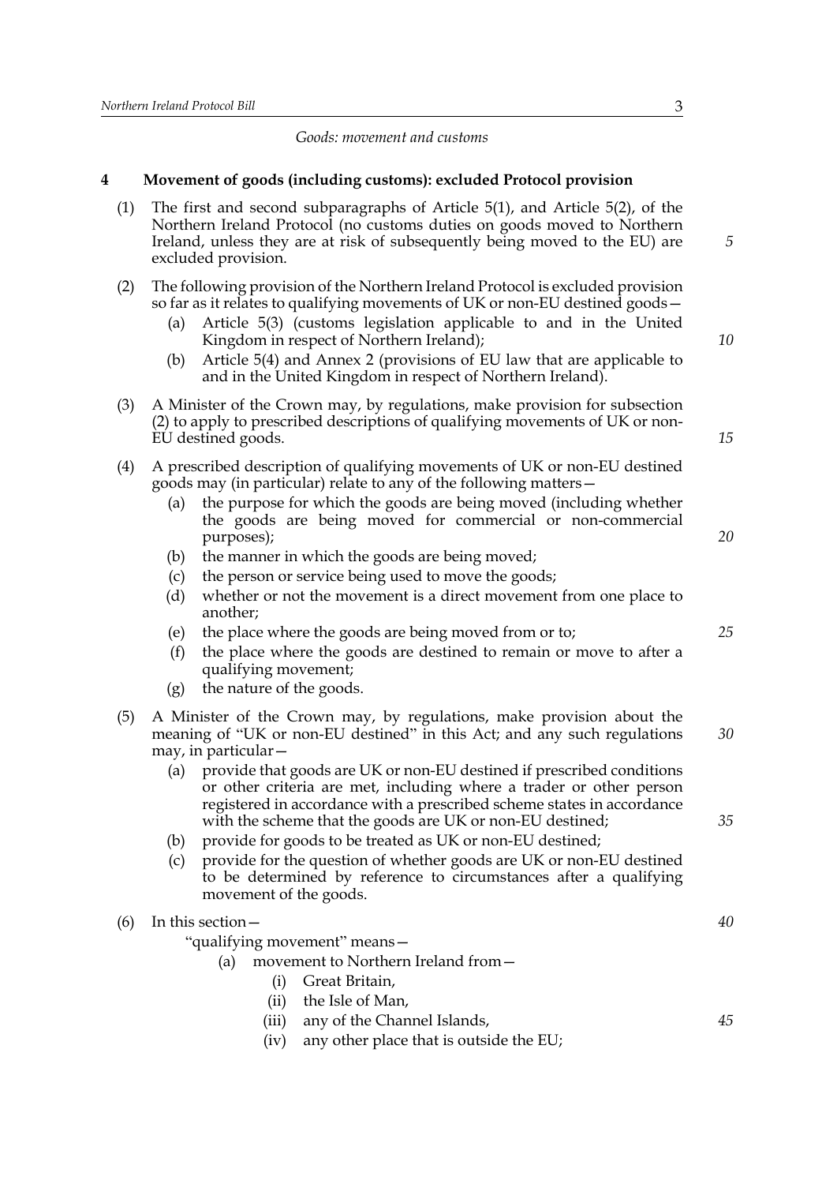*Goods: movement and customs*

## 4 Movement of goods (including customs): excluded Protocol provision

(1) The first and second subparagraphs of Article 5(1), and Article 5(2), of the Northern Ireland Protocol (no customs duties on goods moved to Northern Ireland, unless they are at risk of subsequently being moved to the EU) are excluded provision.

(2) The following provision of the Northern Ireland Protocol is excluded provision so far as it relates to qualifying movements of UK or non-EU destined goods—

- (a) Article 5(3) (customs legislation applicable to and in the United Kingdom in respect of Northern Ireland);
- (b) Article 5(4) and Annex 2 (provisions of EU law that are applicable to and in the United Kingdom in respect of Northern Ireland).

(3) A Minister of the Crown may, by regulations, make provision for subsection (2) to apply to prescribed descriptions of qualifying movements of UK or non-EU destined goods.

(4) A prescribed description of qualifying movements of UK or non-EU destined goods may (in particular) relate to any of the following matters—

- (a) the purpose for which the goods are being moved (including whether the goods are being moved for commercial or non-commercial purposes);
- (b) the manner in which the goods are being moved;
- (c) the person or service being used to move the goods;
- (d) whether or not the movement is a direct movement from one place to another;
- (e) the place where the goods are being moved from or to;
- (f) the place where the goods are destined to remain or move to after a qualifying movement;
- (g) the nature of the goods.

(5) A Minister of the Crown may, by regulations, make provision about the meaning of "UK or non-EU destined" in this Act; and any such regulations may, in particular—

- (a) provide that goods are UK or non-EU destined if prescribed conditions or other criteria are met, including where a trader or other person registered in accordance with a prescribed scheme states in accordance with the scheme that the goods are UK or non-EU destined;
- (b) provide for goods to be treated as UK or non-EU destined;
- (c) provide for the question of whether goods are UK or non-EU destined to be determined by reference to circumstances after a qualifying movement of the goods.

(6) In this section—

"qualifying movement" means—

- (a) movement to Northern Ireland from—
  - (i) Great Britain,
  - (ii) the Isle of Man,
  - (iii) any of the Channel Islands,
  - (iv) any other place that is outside the EU;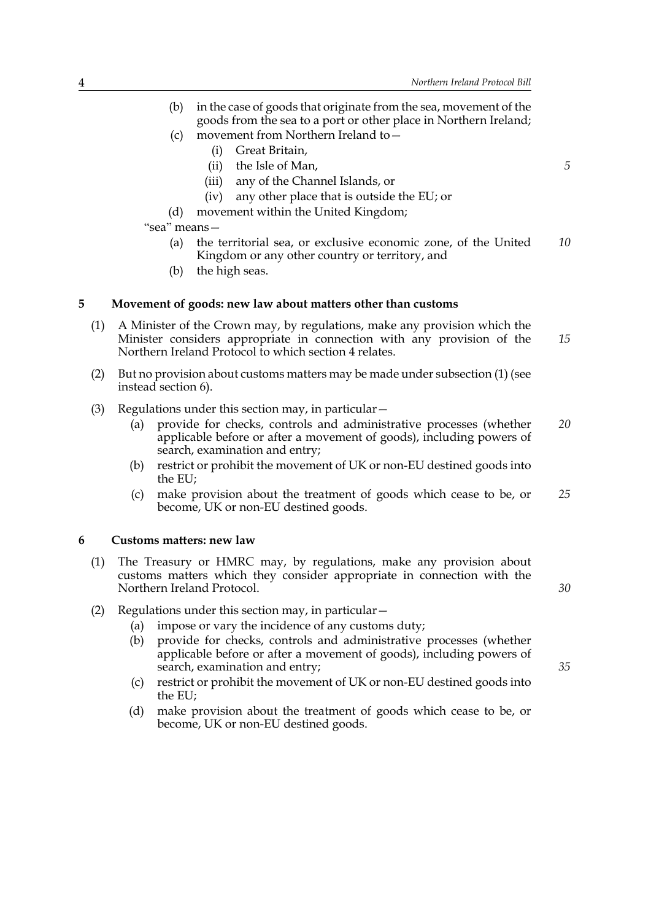(b) in the case of goods that originate from the sea, movement of the goods from the sea to a port or other place in Northern Ireland;

(c) movement from Northern Ireland to—

(i) Great Britain,

(ii) the Isle of Man,

(iii) any of the Channel Islands, or

(iv) any other place that is outside the EU; or

(d) movement within the United Kingdom;

"sea" means—

(a) the territorial sea, or exclusive economic zone, of the United Kingdom or any other country or territory, and

(b) the high seas.

## 5 Movement of goods: new law about matters other than customs

(1) A Minister of the Crown may, by regulations, make any provision which the Minister considers appropriate in connection with any provision of the Northern Ireland Protocol to which section 4 relates.

(2) But no provision about customs matters may be made under subsection (1) (see instead section 6).

(3) Regulations under this section may, in particular—

(a) provide for checks, controls and administrative processes (whether applicable before or after a movement of goods), including powers of search, examination and entry;

(b) restrict or prohibit the movement of UK or non-EU destined goods into the EU;

(c) make provision about the treatment of goods which cease to be, or become, UK or non-EU destined goods.

## 6 Customs matters: new law

(1) The Treasury or HMRC may, by regulations, make any provision about customs matters which they consider appropriate in connection with the Northern Ireland Protocol.

(2) Regulations under this section may, in particular—

(a) impose or vary the incidence of any customs duty;

(b) provide for checks, controls and administrative processes (whether applicable before or after a movement of goods), including powers of search, examination and entry;

(c) restrict or prohibit the movement of UK or non-EU destined goods into the EU;

(d) make provision about the treatment of goods which cease to be, or become, UK or non-EU destined goods.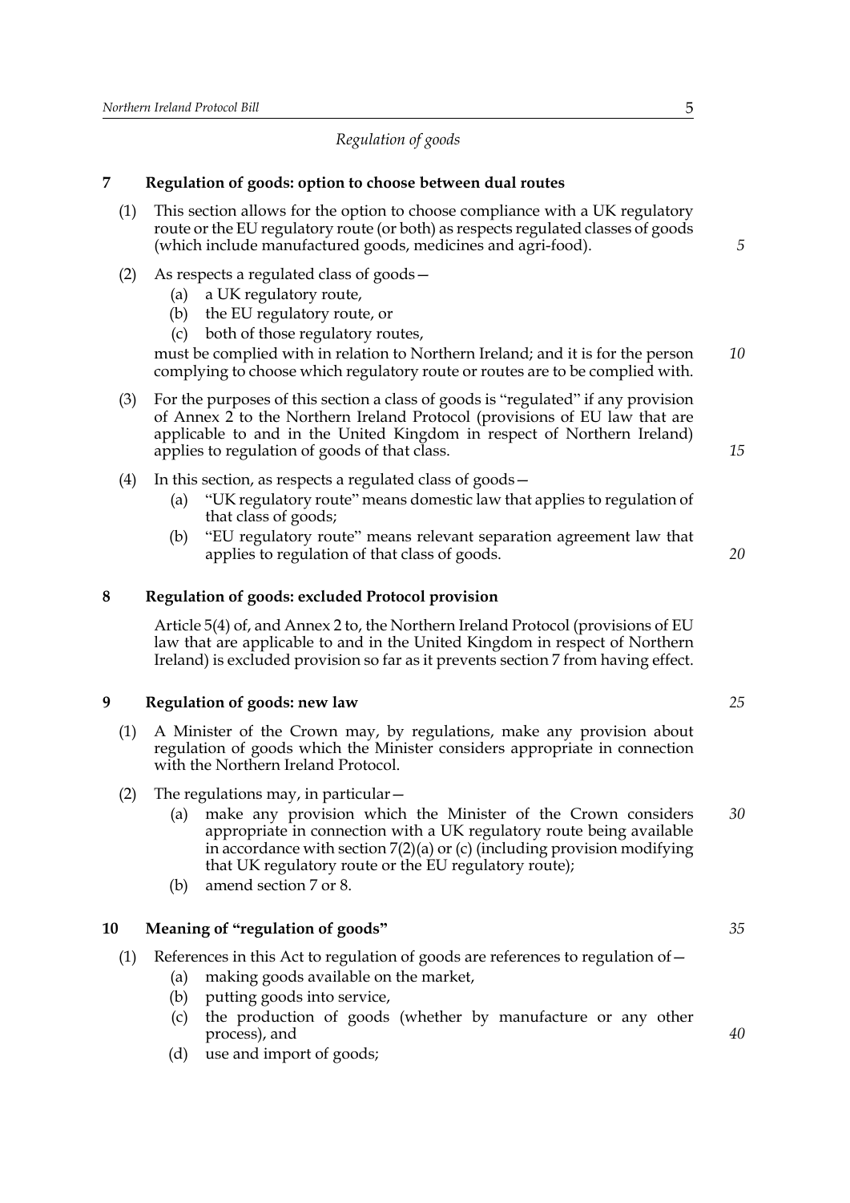*Regulation of goods*

## 7 Regulation of goods: option to choose between dual routes

(1) This section allows for the option to choose compliance with a UK regulatory route or the EU regulatory route (or both) as respects regulated classes of goods (which include manufactured goods, medicines and agri-food).

(2) As respects a regulated class of goods—

- (a) a UK regulatory route,
- (b) the EU regulatory route, or
- (c) both of those regulatory routes,

must be complied with in relation to Northern Ireland; and it is for the person complying to choose which regulatory route or routes are to be complied with.

(3) For the purposes of this section a class of goods is "regulated" if any provision of Annex 2 to the Northern Ireland Protocol (provisions of EU law that are applicable to and in the United Kingdom in respect of Northern Ireland) applies to regulation of goods of that class.

(4) In this section, as respects a regulated class of goods—

- (a) "UK regulatory route" means domestic law that applies to regulation of that class of goods;
- (b) "EU regulatory route" means relevant separation agreement law that applies to regulation of that class of goods.

## 8 Regulation of goods: excluded Protocol provision

Article 5(4) of, and Annex 2 to, the Northern Ireland Protocol (provisions of EU law that are applicable to and in the United Kingdom in respect of Northern Ireland) is excluded provision so far as it prevents section 7 from having effect.

## 9 Regulation of goods: new law

(1) A Minister of the Crown may, by regulations, make any provision about regulation of goods which the Minister considers appropriate in connection with the Northern Ireland Protocol.

(2) The regulations may, in particular—

- (a) make any provision which the Minister of the Crown considers appropriate in connection with a UK regulatory route being available in accordance with section 7(2)(a) or (c) (including provision modifying that UK regulatory route or the EU regulatory route);
- (b) amend section 7 or 8.

## 10 Meaning of "regulation of goods"

(1) References in this Act to regulation of goods are references to regulation of—

- (a) making goods available on the market,
- (b) putting goods into service,
- (c) the production of goods (whether by manufacture or any other process), and
- (d) use and import of goods;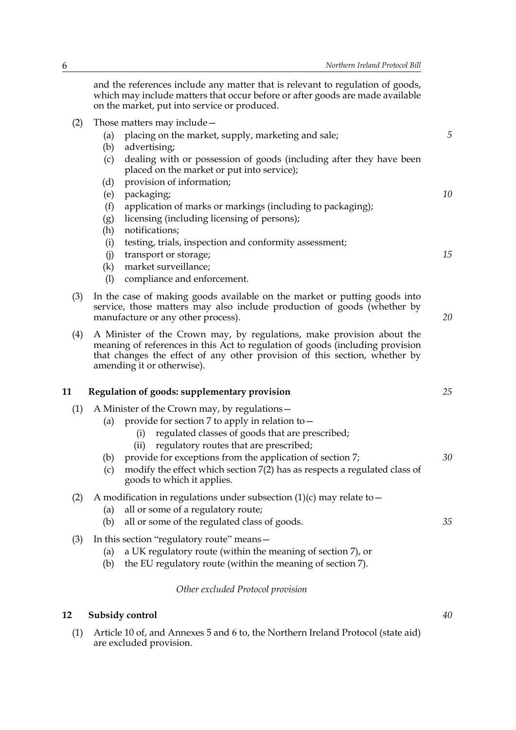and the references include any matter that is relevant to regulation of goods, which may include matters that occur before or after goods are made available on the market, put into service or produced.

(2) Those matters may include—

- (a) placing on the market, supply, marketing and sale;
- (b) advertising;
- (c) dealing with or possession of goods (including after they have been placed on the market or put into service);
- (d) provision of information;
- (e) packaging;
- (f) application of marks or markings (including to packaging);
- (g) licensing (including licensing of persons);
- (h) notifications;
- (i) testing, trials, inspection and conformity assessment;
- (j) transport or storage;
- (k) market surveillance;
- (l) compliance and enforcement.

(3) In the case of making goods available on the market or putting goods into service, those matters may also include production of goods (whether by manufacture or any other process).

(4) A Minister of the Crown may, by regulations, make provision about the meaning of references in this Act to regulation of goods (including provision that changes the effect of any other provision of this section, whether by amending it or otherwise).

## 11 Regulation of goods: supplementary provision

(1) A Minister of the Crown may, by regulations—

- (a) provide for section 7 to apply in relation to—
  - (i) regulated classes of goods that are prescribed;
  - (ii) regulatory routes that are prescribed;
- (b) provide for exceptions from the application of section 7;
- (c) modify the effect which section 7(2) has as respects a regulated class of goods to which it applies.

(2) A modification in regulations under subsection (1)(c) may relate to—

- (a) all or some of a regulatory route;
- (b) all or some of the regulated class of goods.

(3) In this section "regulatory route" means—

- (a) a UK regulatory route (within the meaning of section 7), or
- (b) the EU regulatory route (within the meaning of section 7).

*Other excluded Protocol provision*

## 12 Subsidy control

(1) Article 10 of, and Annexes 5 and 6 to, the Northern Ireland Protocol (state aid) are excluded provision.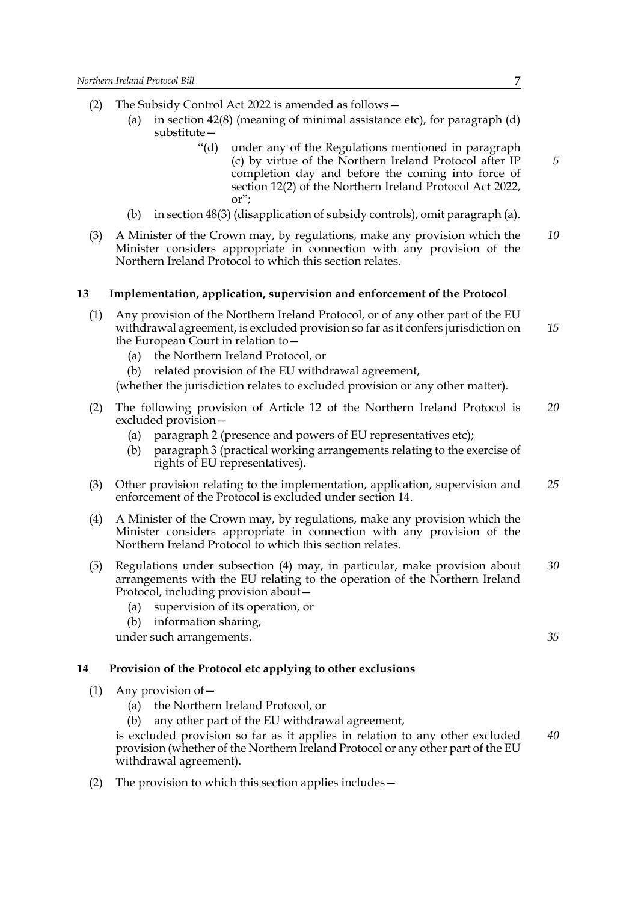(2) The Subsidy Control Act 2022 is amended as follows—

   (a) in section 42(8) (meaning of minimal assistance etc), for paragraph (d) substitute—

      "(d) under any of the Regulations mentioned in paragraph (c) by virtue of the Northern Ireland Protocol after IP completion day and before the coming into force of section 12(2) of the Northern Ireland Protocol Act 2022, or";

   (b) in section 48(3) (disapplication of subsidy controls), omit paragraph (a).

(3) A Minister of the Crown may, by regulations, make any provision which the Minister considers appropriate in connection with any provision of the Northern Ireland Protocol to which this section relates.

### 13 Implementation, application, supervision and enforcement of the Protocol

(1) Any provision of the Northern Ireland Protocol, or of any other part of the EU withdrawal agreement, is excluded provision so far as it confers jurisdiction on the European Court in relation to—

   (a) the Northern Ireland Protocol, or

   (b) related provision of the EU withdrawal agreement,

(whether the jurisdiction relates to excluded provision or any other matter).

(2) The following provision of Article 12 of the Northern Ireland Protocol is excluded provision—

   (a) paragraph 2 (presence and powers of EU representatives etc);

   (b) paragraph 3 (practical working arrangements relating to the exercise of rights of EU representatives).

(3) Other provision relating to the implementation, application, supervision and enforcement of the Protocol is excluded under section 14.

(4) A Minister of the Crown may, by regulations, make any provision which the Minister considers appropriate in connection with any provision of the Northern Ireland Protocol to which this section relates.

(5) Regulations under subsection (4) may, in particular, make provision about arrangements with the EU relating to the operation of the Northern Ireland Protocol, including provision about—

   (a) supervision of its operation, or

   (b) information sharing,

under such arrangements.

### 14 Provision of the Protocol etc applying to other exclusions

(1) Any provision of—

   (a) the Northern Ireland Protocol, or

   (b) any other part of the EU withdrawal agreement,

is excluded provision so far as it applies in relation to any other excluded provision (whether of the Northern Ireland Protocol or any other part of the EU withdrawal agreement).

(2) The provision to which this section applies includes—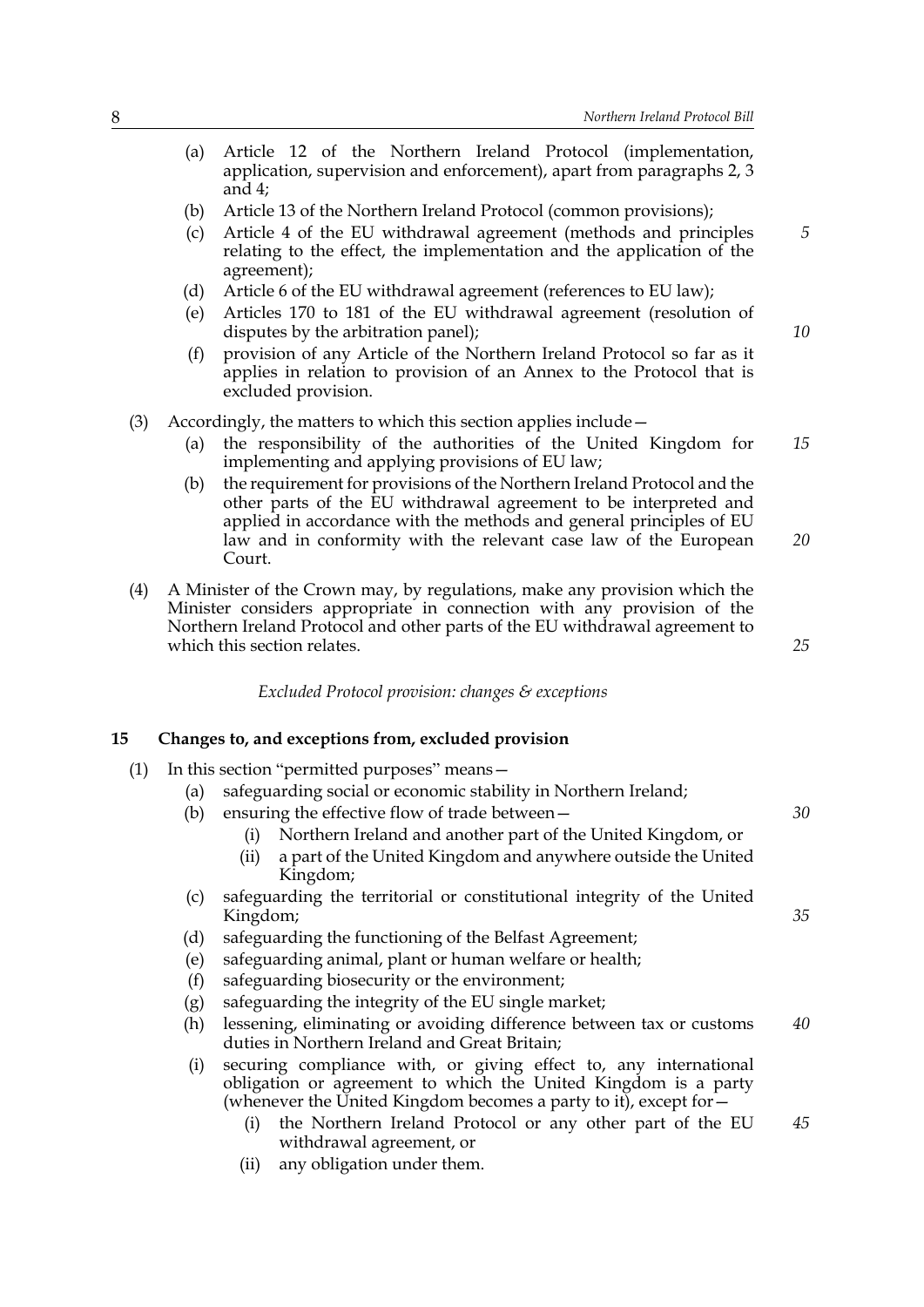(a) Article 12 of the Northern Ireland Protocol (implementation, application, supervision and enforcement), apart from paragraphs 2, 3 and 4;

(b) Article 13 of the Northern Ireland Protocol (common provisions);

(c) Article 4 of the EU withdrawal agreement (methods and principles relating to the effect, the implementation and the application of the agreement);

(d) Article 6 of the EU withdrawal agreement (references to EU law);

(e) Articles 170 to 181 of the EU withdrawal agreement (resolution of disputes by the arbitration panel);

(f) provision of any Article of the Northern Ireland Protocol so far as it applies in relation to provision of an Annex to the Protocol that is excluded provision.

(3) Accordingly, the matters to which this section applies include—

(a) the responsibility of the authorities of the United Kingdom for implementing and applying provisions of EU law;

(b) the requirement for provisions of the Northern Ireland Protocol and the other parts of the EU withdrawal agreement to be interpreted and applied in accordance with the methods and general principles of EU law and in conformity with the relevant case law of the European Court.

(4) A Minister of the Crown may, by regulations, make any provision which the Minister considers appropriate in connection with any provision of the Northern Ireland Protocol and other parts of the EU withdrawal agreement to which this section relates.

*Excluded Protocol provision: changes & exceptions*

## 15 Changes to, and exceptions from, excluded provision

(1) In this section "permitted purposes" means—

(a) safeguarding social or economic stability in Northern Ireland;

(b) ensuring the effective flow of trade between—

(i) Northern Ireland and another part of the United Kingdom, or

(ii) a part of the United Kingdom and anywhere outside the United Kingdom;

(c) safeguarding the territorial or constitutional integrity of the United Kingdom;

(d) safeguarding the functioning of the Belfast Agreement;

(e) safeguarding animal, plant or human welfare or health;

(f) safeguarding biosecurity or the environment;

(g) safeguarding the integrity of the EU single market;

(h) lessening, eliminating or avoiding difference between tax or customs duties in Northern Ireland and Great Britain;

(i) securing compliance with, or giving effect to, any international obligation or agreement to which the United Kingdom is a party (whenever the United Kingdom becomes a party to it), except for—

(i) the Northern Ireland Protocol or any other part of the EU withdrawal agreement, or

(ii) any obligation under them.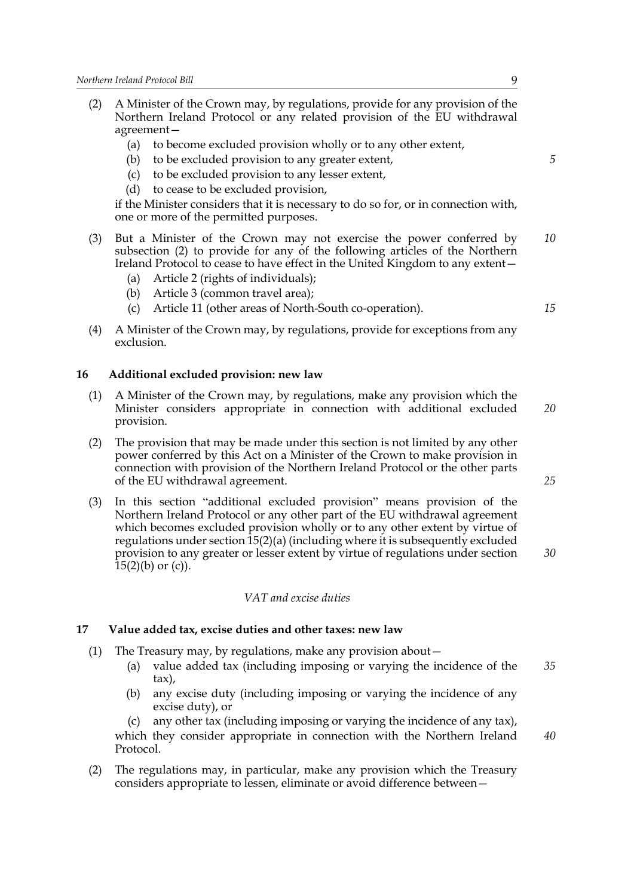(2) A Minister of the Crown may, by regulations, provide for any provision of the Northern Ireland Protocol or any related provision of the EU withdrawal agreement—

  (a) to become excluded provision wholly or to any other extent,

  (b) to be excluded provision to any greater extent,

  (c) to be excluded provision to any lesser extent,

  (d) to cease to be excluded provision,

if the Minister considers that it is necessary to do so for, or in connection with, one or more of the permitted purposes.

(3) But a Minister of the Crown may not exercise the power conferred by subsection (2) to provide for any of the following articles of the Northern Ireland Protocol to cease to have effect in the United Kingdom to any extent—

  (a) Article 2 (rights of individuals);

  (b) Article 3 (common travel area);

  (c) Article 11 (other areas of North-South co-operation).

(4) A Minister of the Crown may, by regulations, provide for exceptions from any exclusion.

### 16 Additional excluded provision: new law

(1) A Minister of the Crown may, by regulations, make any provision which the Minister considers appropriate in connection with additional excluded provision.

(2) The provision that may be made under this section is not limited by any other power conferred by this Act on a Minister of the Crown to make provision in connection with provision of the Northern Ireland Protocol or the other parts of the EU withdrawal agreement.

(3) In this section "additional excluded provision" means provision of the Northern Ireland Protocol or any other part of the EU withdrawal agreement which becomes excluded provision wholly or to any other extent by virtue of regulations under section 15(2)(a) (including where it is subsequently excluded provision to any greater or lesser extent by virtue of regulations under section 15(2)(b) or (c)).

*VAT and excise duties*

### 17 Value added tax, excise duties and other taxes: new law

(1) The Treasury may, by regulations, make any provision about—

  (a) value added tax (including imposing or varying the incidence of the tax),

  (b) any excise duty (including imposing or varying the incidence of any excise duty), or

  (c) any other tax (including imposing or varying the incidence of any tax),

which they consider appropriate in connection with the Northern Ireland Protocol.

(2) The regulations may, in particular, make any provision which the Treasury considers appropriate to lessen, eliminate or avoid difference between—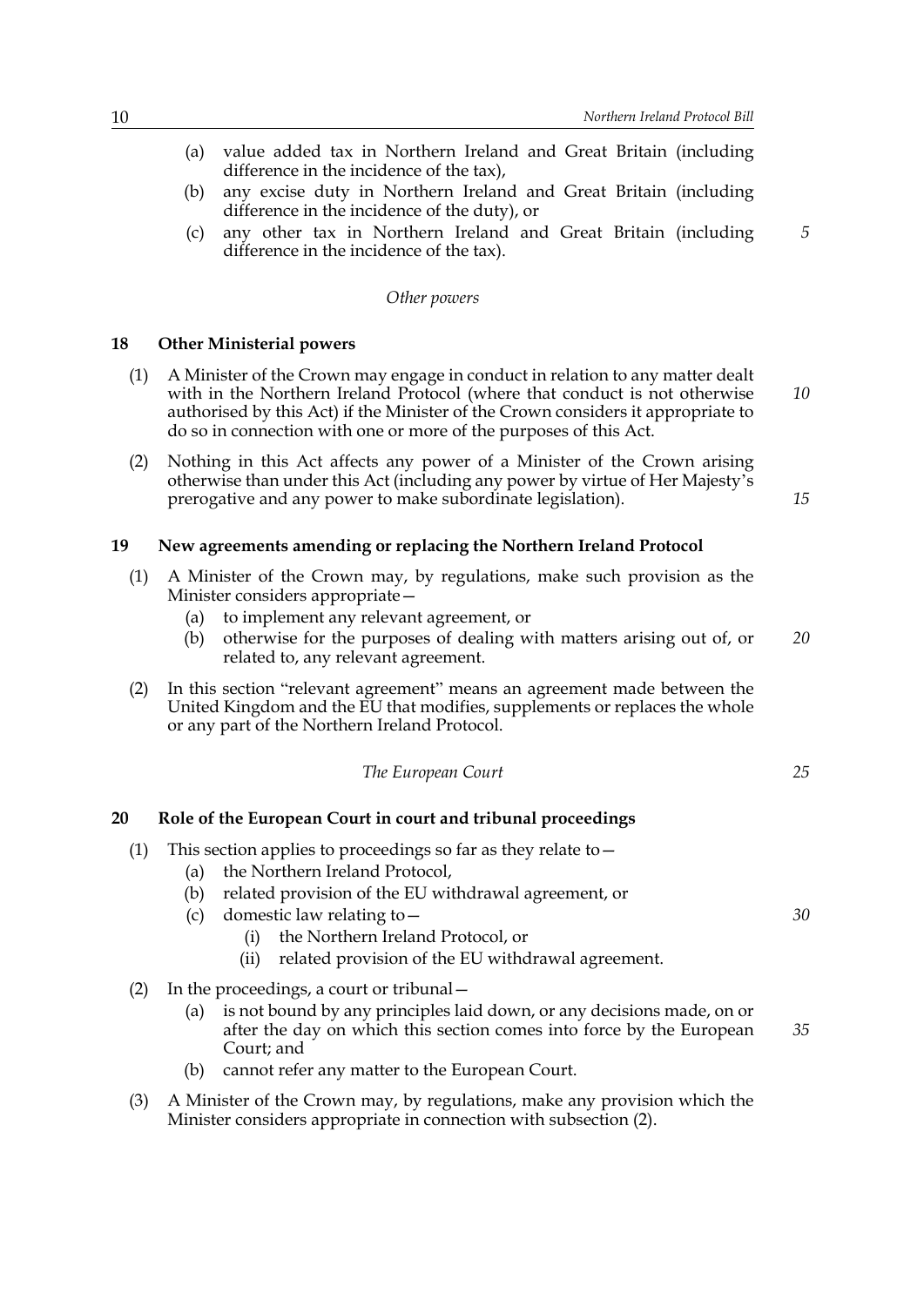(a) value added tax in Northern Ireland and Great Britain (including difference in the incidence of the tax),

(b) any excise duty in Northern Ireland and Great Britain (including difference in the incidence of the duty), or

(c) any other tax in Northern Ireland and Great Britain (including difference in the incidence of the tax).

*Other powers*

## 18 Other Ministerial powers

(1) A Minister of the Crown may engage in conduct in relation to any matter dealt with in the Northern Ireland Protocol (where that conduct is not otherwise authorised by this Act) if the Minister of the Crown considers it appropriate to do so in connection with one or more of the purposes of this Act.

(2) Nothing in this Act affects any power of a Minister of the Crown arising otherwise than under this Act (including any power by virtue of Her Majesty's prerogative and any power to make subordinate legislation).

## 19 New agreements amending or replacing the Northern Ireland Protocol

(1) A Minister of the Crown may, by regulations, make such provision as the Minister considers appropriate—

(a) to implement any relevant agreement, or

(b) otherwise for the purposes of dealing with matters arising out of, or related to, any relevant agreement.

(2) In this section "relevant agreement" means an agreement made between the United Kingdom and the EU that modifies, supplements or replaces the whole or any part of the Northern Ireland Protocol.

*The European Court*

## 20 Role of the European Court in court and tribunal proceedings

(1) This section applies to proceedings so far as they relate to—

(a) the Northern Ireland Protocol,

(b) related provision of the EU withdrawal agreement, or

(c) domestic law relating to—

(i) the Northern Ireland Protocol, or

(ii) related provision of the EU withdrawal agreement.

(2) In the proceedings, a court or tribunal—

(a) is not bound by any principles laid down, or any decisions made, on or after the day on which this section comes into force by the European Court; and

(b) cannot refer any matter to the European Court.

(3) A Minister of the Crown may, by regulations, make any provision which the Minister considers appropriate in connection with subsection (2).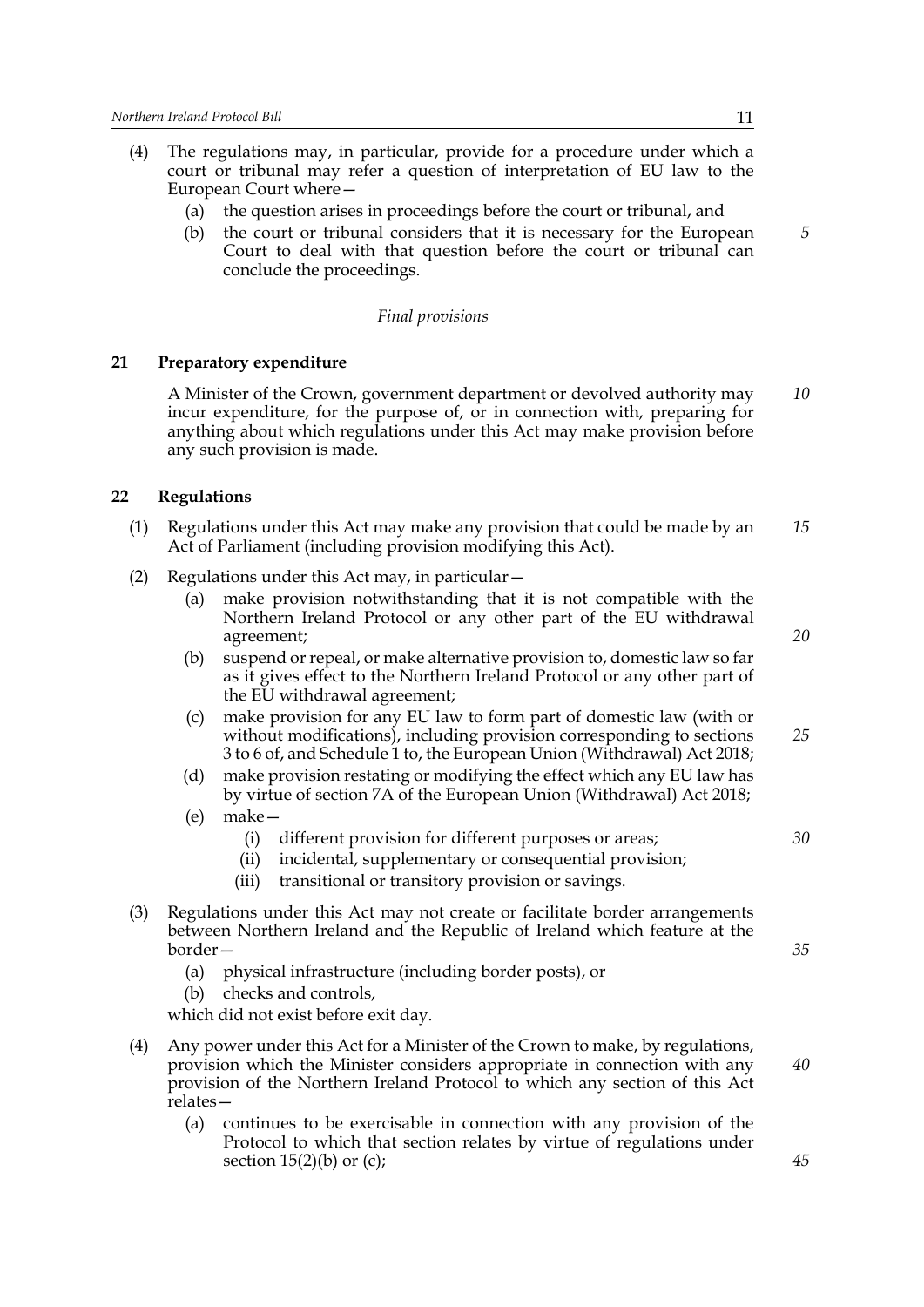(4) The regulations may, in particular, provide for a procedure under which a court or tribunal may refer a question of interpretation of EU law to the European Court where—

  (a) the question arises in proceedings before the court or tribunal, and

  (b) the court or tribunal considers that it is necessary for the European Court to deal with that question before the court or tribunal can conclude the proceedings.

*Final provisions*

## 21 Preparatory expenditure

A Minister of the Crown, government department or devolved authority may incur expenditure, for the purpose of, or in connection with, preparing for anything about which regulations under this Act may make provision before any such provision is made.

## 22 Regulations

(1) Regulations under this Act may make any provision that could be made by an Act of Parliament (including provision modifying this Act).

(2) Regulations under this Act may, in particular—

  (a) make provision notwithstanding that it is not compatible with the Northern Ireland Protocol or any other part of the EU withdrawal agreement;

  (b) suspend or repeal, or make alternative provision to, domestic law so far as it gives effect to the Northern Ireland Protocol or any other part of the EU withdrawal agreement;

  (c) make provision for any EU law to form part of domestic law (with or without modifications), including provision corresponding to sections 3 to 6 of, and Schedule 1 to, the European Union (Withdrawal) Act 2018;

  (d) make provision restating or modifying the effect which any EU law has by virtue of section 7A of the European Union (Withdrawal) Act 2018;

  (e) make—

    (i) different provision for different purposes or areas;

    (ii) incidental, supplementary or consequential provision;

    (iii) transitional or transitory provision or savings.

(3) Regulations under this Act may not create or facilitate border arrangements between Northern Ireland and the Republic of Ireland which feature at the border—

  (a) physical infrastructure (including border posts), or

  (b) checks and controls,

which did not exist before exit day.

(4) Any power under this Act for a Minister of the Crown to make, by regulations, provision which the Minister considers appropriate in connection with any provision of the Northern Ireland Protocol to which any section of this Act relates—

  (a) continues to be exercisable in connection with any provision of the Protocol to which that section relates by virtue of regulations under section 15(2)(b) or (c);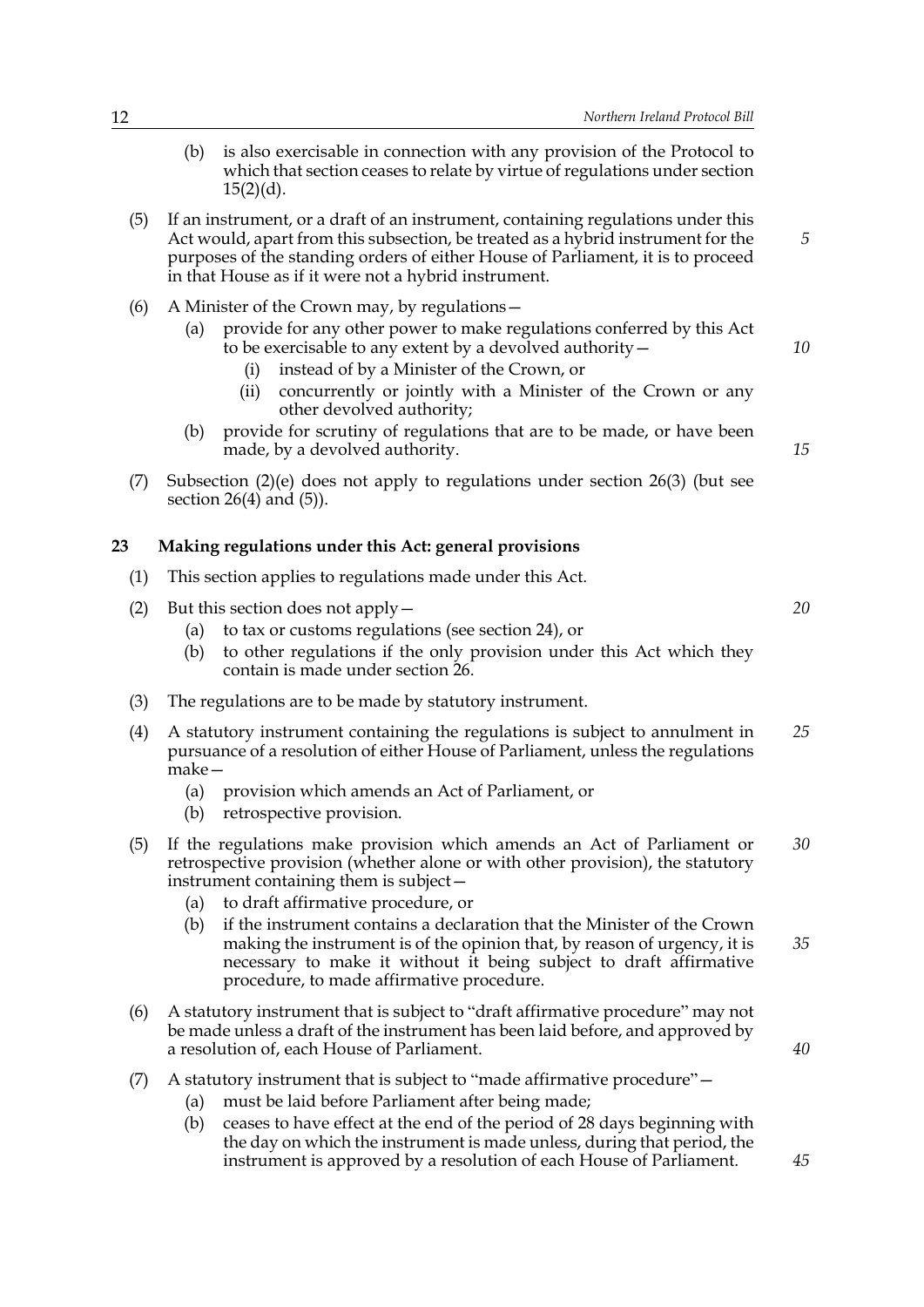(b) is also exercisable in connection with any provision of the Protocol to which that section ceases to relate by virtue of regulations under section 15(2)(d).

(5) If an instrument, or a draft of an instrument, containing regulations under this Act would, apart from this subsection, be treated as a hybrid instrument for the purposes of the standing orders of either House of Parliament, it is to proceed in that House as if it were not a hybrid instrument.

(6) A Minister of the Crown may, by regulations—

(a) provide for any other power to make regulations conferred by this Act to be exercisable to any extent by a devolved authority—

(i) instead of by a Minister of the Crown, or

(ii) concurrently or jointly with a Minister of the Crown or any other devolved authority;

(b) provide for scrutiny of regulations that are to be made, or have been made, by a devolved authority.

(7) Subsection (2)(e) does not apply to regulations under section 26(3) (but see section 26(4) and (5)).

## 23 Making regulations under this Act: general provisions

(1) This section applies to regulations made under this Act.

(2) But this section does not apply—

(a) to tax or customs regulations (see section 24), or

(b) to other regulations if the only provision under this Act which they contain is made under section 26.

(3) The regulations are to be made by statutory instrument.

(4) A statutory instrument containing the regulations is subject to annulment in pursuance of a resolution of either House of Parliament, unless the regulations make—

(a) provision which amends an Act of Parliament, or

(b) retrospective provision.

(5) If the regulations make provision which amends an Act of Parliament or retrospective provision (whether alone or with other provision), the statutory instrument containing them is subject—

(a) to draft affirmative procedure, or

(b) if the instrument contains a declaration that the Minister of the Crown making the instrument is of the opinion that, by reason of urgency, it is necessary to make it without it being subject to draft affirmative procedure, to made affirmative procedure.

(6) A statutory instrument that is subject to "draft affirmative procedure" may not be made unless a draft of the instrument has been laid before, and approved by a resolution of, each House of Parliament.

(7) A statutory instrument that is subject to "made affirmative procedure"—

(a) must be laid before Parliament after being made;

(b) ceases to have effect at the end of the period of 28 days beginning with the day on which the instrument is made unless, during that period, the instrument is approved by a resolution of each House of Parliament.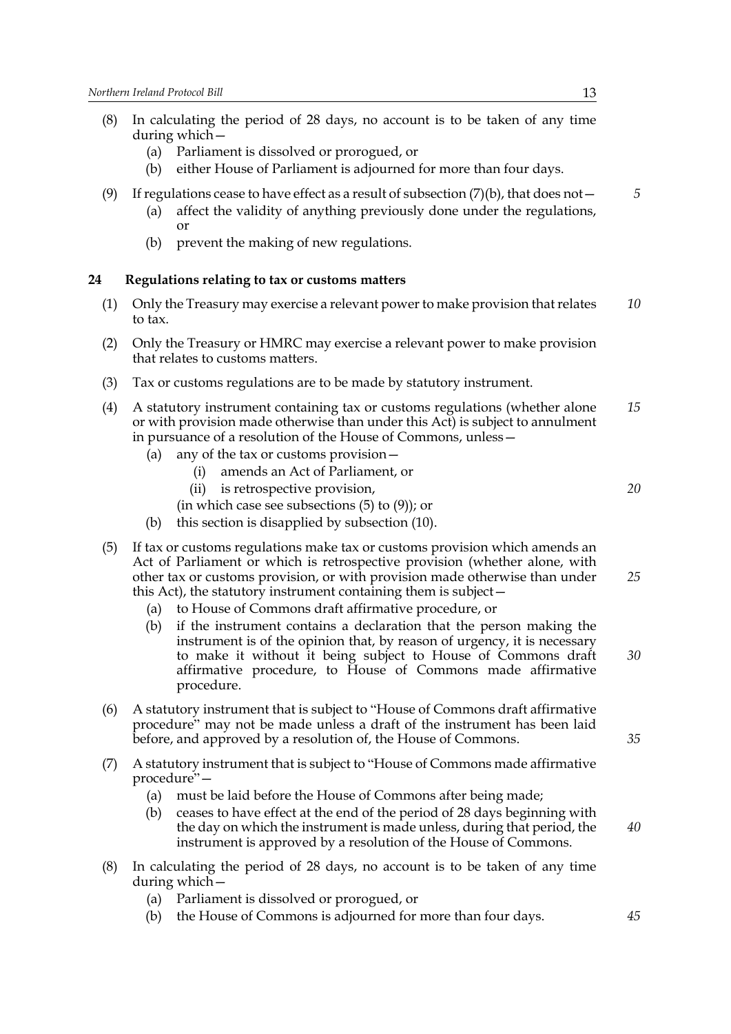(8) In calculating the period of 28 days, no account is to be taken of any time during which—

   (a) Parliament is dissolved or prorogued, or

   (b) either House of Parliament is adjourned for more than four days.

(9) If regulations cease to have effect as a result of subsection (7)(b), that does not—

   (a) affect the validity of anything previously done under the regulations, or

   (b) prevent the making of new regulations.

### 24 Regulations relating to tax or customs matters

(1) Only the Treasury may exercise a relevant power to make provision that relates to tax.

(2) Only the Treasury or HMRC may exercise a relevant power to make provision that relates to customs matters.

(3) Tax or customs regulations are to be made by statutory instrument.

(4) A statutory instrument containing tax or customs regulations (whether alone or with provision made otherwise than under this Act) is subject to annulment in pursuance of a resolution of the House of Commons, unless—

   (a) any of the tax or customs provision—

      (i) amends an Act of Parliament, or

      (ii) is retrospective provision,

   (in which case see subsections (5) to (9)); or

   (b) this section is disapplied by subsection (10).

(5) If tax or customs regulations make tax or customs provision which amends an Act of Parliament or which is retrospective provision (whether alone, with other tax or customs provision, or with provision made otherwise than under this Act), the statutory instrument containing them is subject—

   (a) to House of Commons draft affirmative procedure, or

   (b) if the instrument contains a declaration that the person making the instrument is of the opinion that, by reason of urgency, it is necessary to make it without it being subject to House of Commons draft affirmative procedure, to House of Commons made affirmative procedure.

(6) A statutory instrument that is subject to "House of Commons draft affirmative procedure" may not be made unless a draft of the instrument has been laid before, and approved by a resolution of, the House of Commons.

(7) A statutory instrument that is subject to "House of Commons made affirmative procedure"—

   (a) must be laid before the House of Commons after being made;

   (b) ceases to have effect at the end of the period of 28 days beginning with the day on which the instrument is made unless, during that period, the instrument is approved by a resolution of the House of Commons.

(8) In calculating the period of 28 days, no account is to be taken of any time during which—

   (a) Parliament is dissolved or prorogued, or

   (b) the House of Commons is adjourned for more than four days.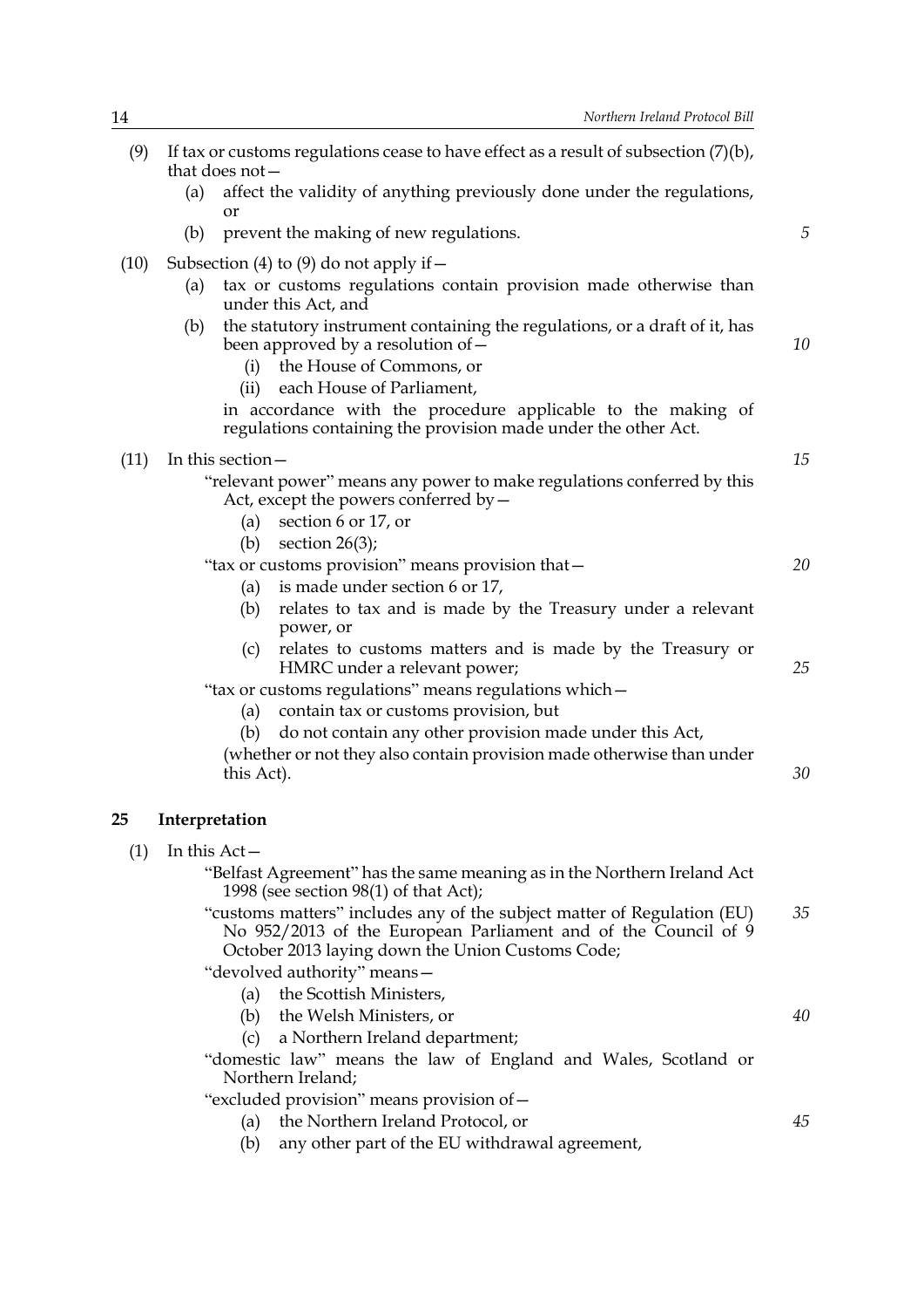(9) If tax or customs regulations cease to have effect as a result of subsection (7)(b), that does not—

   (a) affect the validity of anything previously done under the regulations, or

   (b) prevent the making of new regulations.

(10) Subsection (4) to (9) do not apply if—

   (a) tax or customs regulations contain provision made otherwise than under this Act, and

   (b) the statutory instrument containing the regulations, or a draft of it, has been approved by a resolution of—

      (i) the House of Commons, or

      (ii) each House of Parliament,

   in accordance with the procedure applicable to the making of regulations containing the provision made under the other Act.

(11) In this section—

   "relevant power" means any power to make regulations conferred by this Act, except the powers conferred by—

      (a) section 6 or 17, or

      (b) section 26(3);

   "tax or customs provision" means provision that—

      (a) is made under section 6 or 17,

      (b) relates to tax and is made by the Treasury under a relevant power, or

      (c) relates to customs matters and is made by the Treasury or HMRC under a relevant power;

   "tax or customs regulations" means regulations which—

      (a) contain tax or customs provision, but

      (b) do not contain any other provision made under this Act,

   (whether or not they also contain provision made otherwise than under this Act).

## 25 Interpretation

(1) In this Act—

   "Belfast Agreement" has the same meaning as in the Northern Ireland Act 1998 (see section 98(1) of that Act);

   "customs matters" includes any of the subject matter of Regulation (EU) No 952/2013 of the European Parliament and of the Council of 9 October 2013 laying down the Union Customs Code;

   "devolved authority" means—

      (a) the Scottish Ministers,

      (b) the Welsh Ministers, or

      (c) a Northern Ireland department;

   "domestic law" means the law of England and Wales, Scotland or Northern Ireland;

   "excluded provision" means provision of—

      (a) the Northern Ireland Protocol, or

      (b) any other part of the EU withdrawal agreement,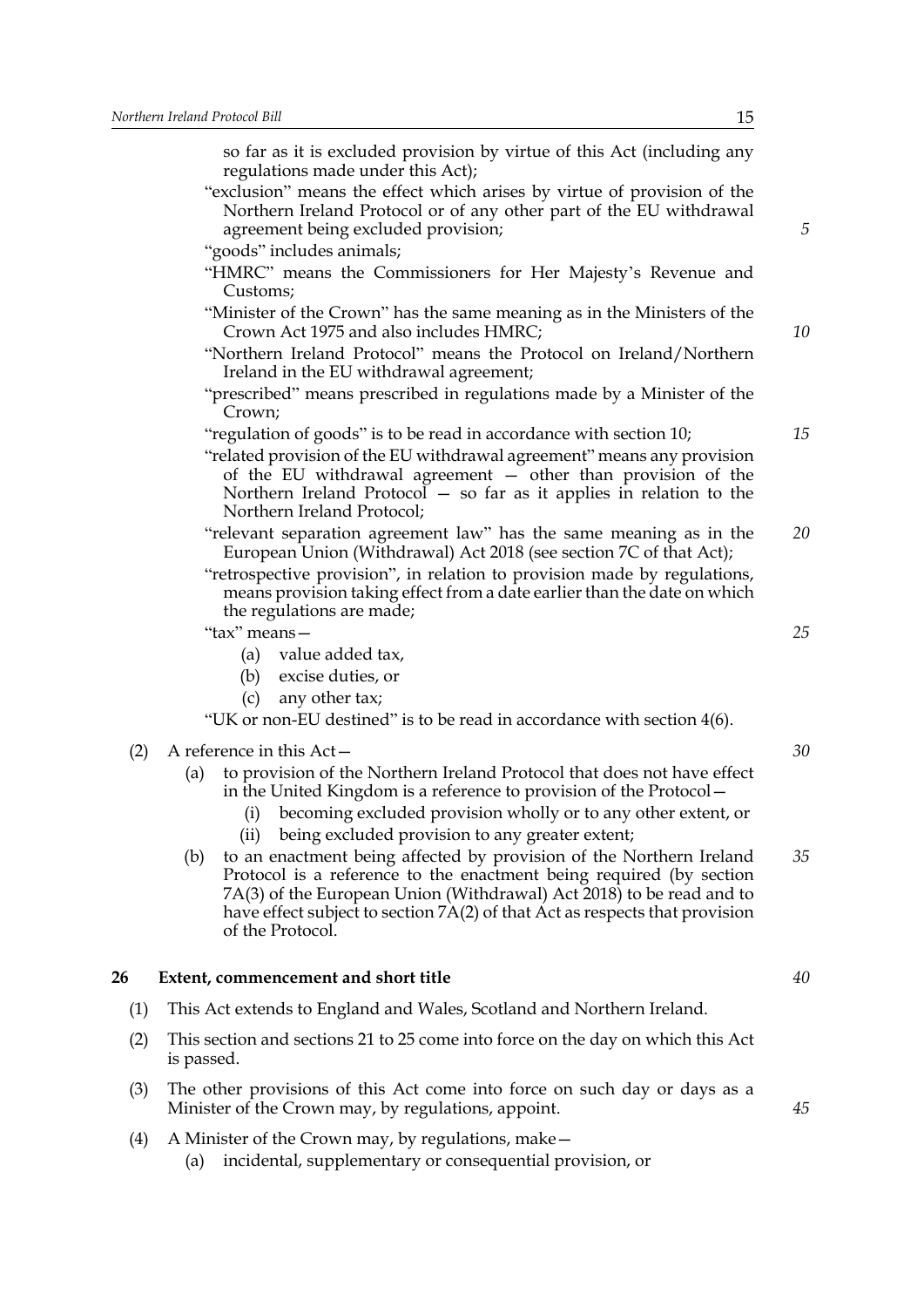so far as it is excluded provision by virtue of this Act (including any regulations made under this Act);

"exclusion" means the effect which arises by virtue of provision of the Northern Ireland Protocol or of any other part of the EU withdrawal agreement being excluded provision;

"goods" includes animals;

"HMRC" means the Commissioners for Her Majesty's Revenue and Customs;

"Minister of the Crown" has the same meaning as in the Ministers of the Crown Act 1975 and also includes HMRC;

"Northern Ireland Protocol" means the Protocol on Ireland/Northern Ireland in the EU withdrawal agreement;

"prescribed" means prescribed in regulations made by a Minister of the Crown;

"regulation of goods" is to be read in accordance with section 10;

"related provision of the EU withdrawal agreement" means any provision of the EU withdrawal agreement — other than provision of the Northern Ireland Protocol — so far as it applies in relation to the Northern Ireland Protocol;

"relevant separation agreement law" has the same meaning as in the European Union (Withdrawal) Act 2018 (see section 7C of that Act);

"retrospective provision", in relation to provision made by regulations, means provision taking effect from a date earlier than the date on which the regulations are made;

"tax" means—

(a) value added tax,

(b) excise duties, or

(c) any other tax;

"UK or non-EU destined" is to be read in accordance with section 4(6).

(2) A reference in this Act—

(a) to provision of the Northern Ireland Protocol that does not have effect in the United Kingdom is a reference to provision of the Protocol—

(i) becoming excluded provision wholly or to any other extent, or

(ii) being excluded provision to any greater extent;

(b) to an enactment being affected by provision of the Northern Ireland Protocol is a reference to the enactment being required (by section 7A(3) of the European Union (Withdrawal) Act 2018) to be read and to have effect subject to section 7A(2) of that Act as respects that provision of the Protocol.

## 26 Extent, commencement and short title

(1) This Act extends to England and Wales, Scotland and Northern Ireland.

(2) This section and sections 21 to 25 come into force on the day on which this Act is passed.

(3) The other provisions of this Act come into force on such day or days as a Minister of the Crown may, by regulations, appoint.

(4) A Minister of the Crown may, by regulations, make—

(a) incidental, supplementary or consequential provision, or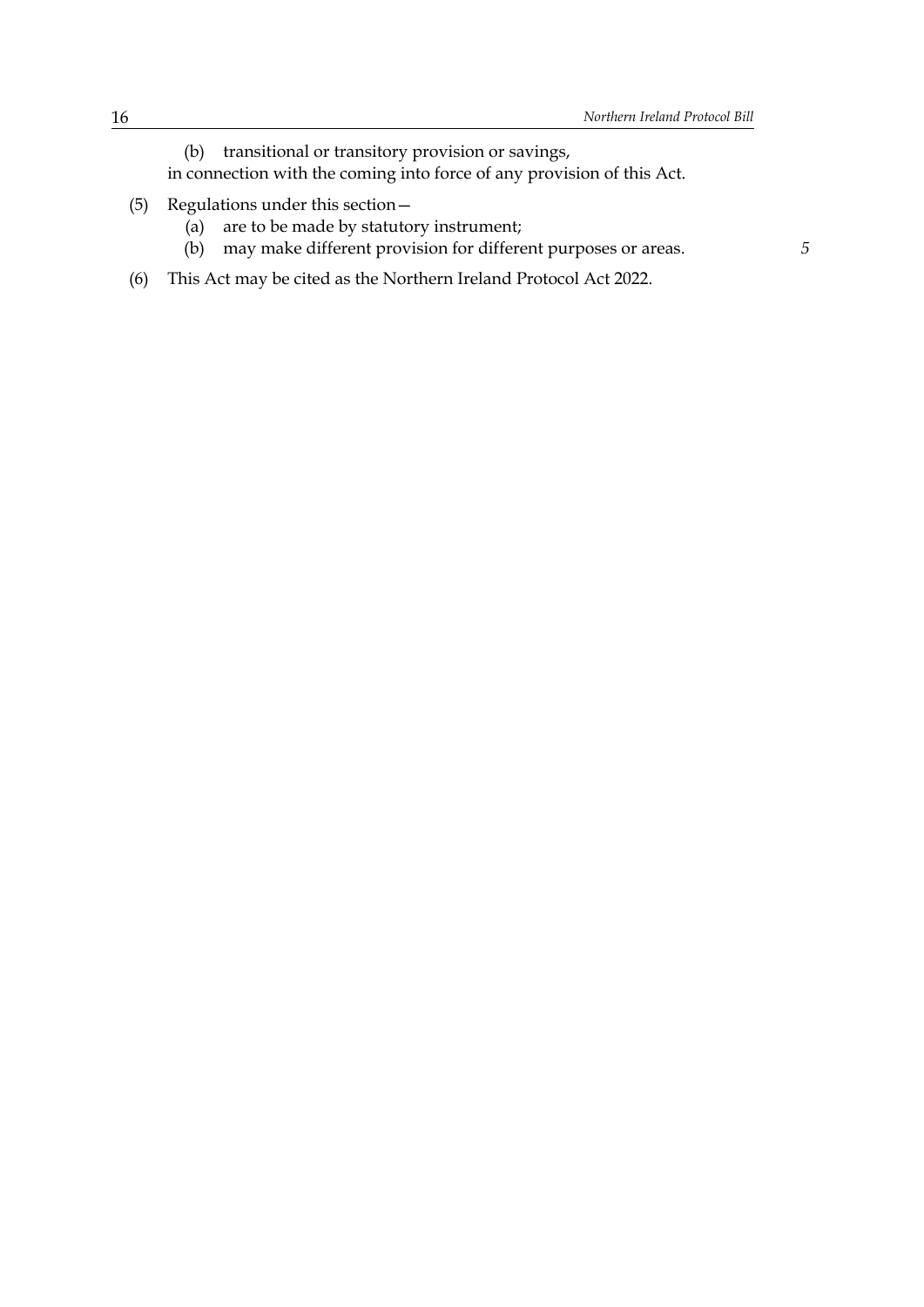(b) transitional or transitory provision or savings,

in connection with the coming into force of any provision of this Act.

(5) Regulations under this section—

(a) are to be made by statutory instrument;

(b) may make different provision for different purposes or areas.

(6) This Act may be cited as the Northern Ireland Protocol Act 2022.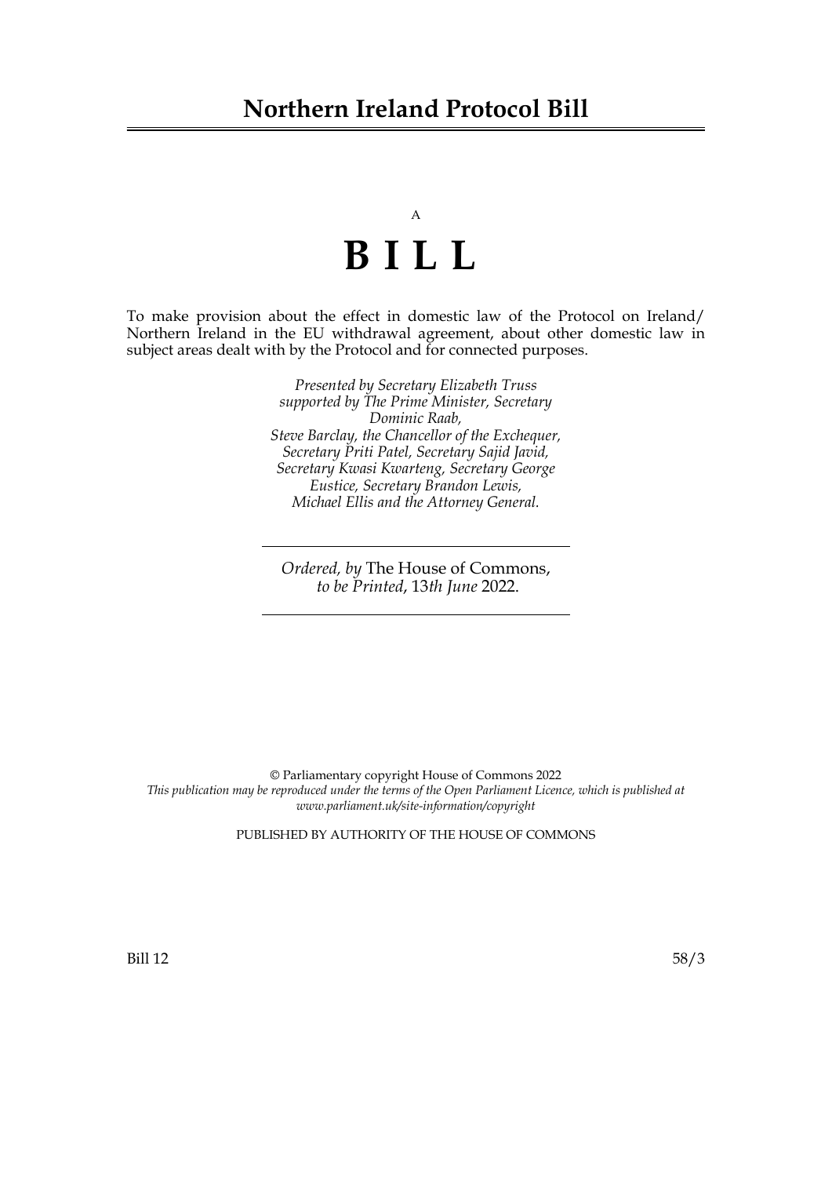# Northern Ireland Protocol Bill

A

# B I L L

To make provision about the effect in domestic law of the Protocol on Ireland/ Northern Ireland in the EU withdrawal agreement, about other domestic law in subject areas dealt with by the Protocol and for connected purposes.

*Presented by Secretary Elizabeth Truss supported by The Prime Minister, Secretary Dominic Raab, Steve Barclay, the Chancellor of the Exchequer, Secretary Priti Patel, Secretary Sajid Javid, Secretary Kwasi Kwarteng, Secretary George Eustice, Secretary Brandon Lewis, Michael Ellis and the Attorney General.*

*Ordered, by* The House of Commons, *to be Printed*, 13*th June* 2022.

© Parliamentary copyright House of Commons 2022
*This publication may be reproduced under the terms of the Open Parliament Licence, which is published at www.parliament.uk/site-information/copyright*

PUBLISHED BY AUTHORITY OF THE HOUSE OF COMMONS

Bill 12 58/3